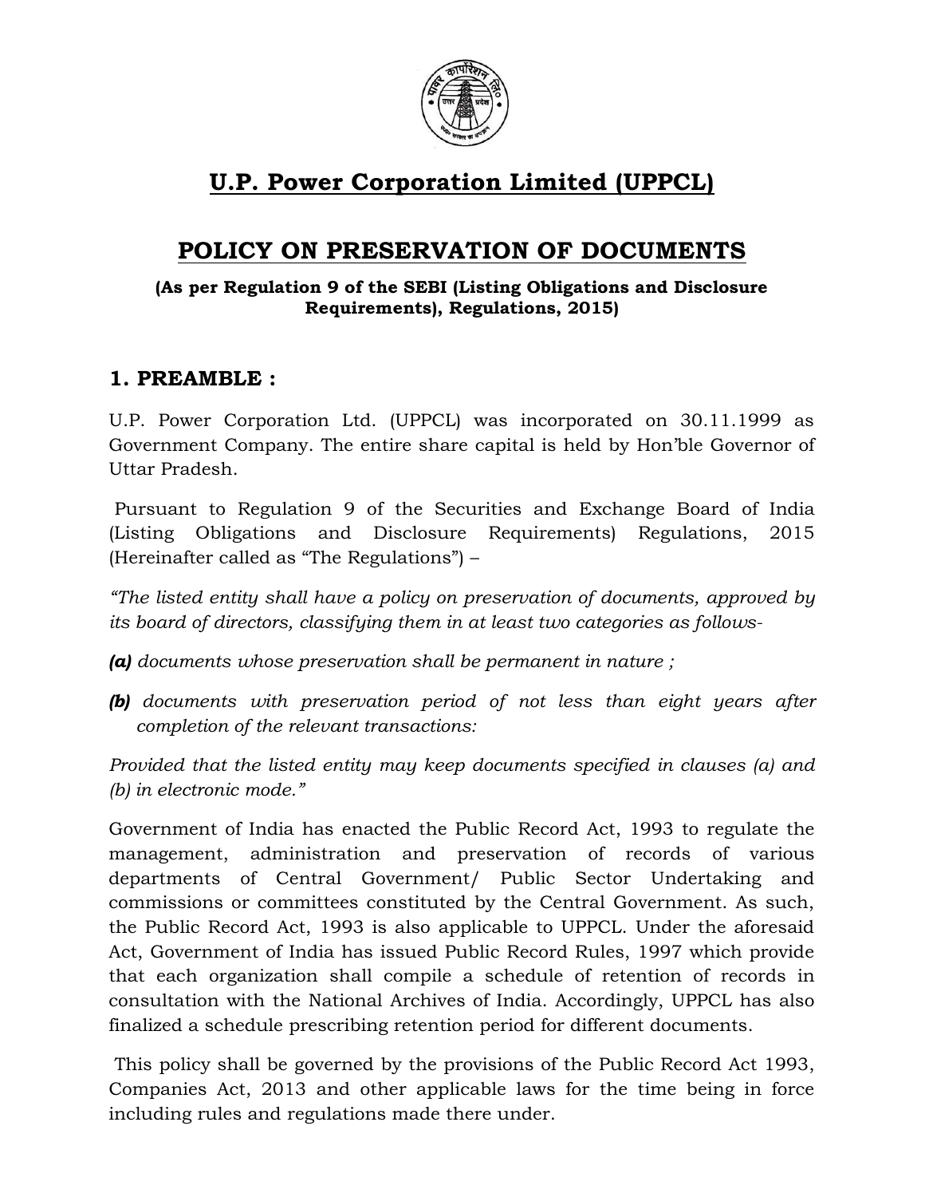# U.P. Power Corporation Limited (UPPCL)

## POLICY ON PRESERVATION OF DOCUMENTS

**(As per Regulation 9 of the SEBI (Listing Obligations and Disclosure Requirements), Regulations, 2015)**

### 1. PREAMBLE :

U.P. Power Corporation Ltd. (UPPCL) was incorporated on 30.11.1999 as Government Company. The entire share capital is held by Hon'ble Governor of Uttar Pradesh.

Pursuant to Regulation 9 of the Securities and Exchange Board of India (Listing Obligations and Disclosure Requirements) Regulations, 2015 (Hereinafter called as "The Regulations") –

*"The listed entity shall have a policy on preservation of documents, approved by its board of directors, classifying them in at least two categories as follows-*

***(a)*** *documents whose preservation shall be permanent in nature ;*

***(b)*** *documents with preservation period of not less than eight years after completion of the relevant transactions:*

*Provided that the listed entity may keep documents specified in clauses (a) and (b) in electronic mode."*

Government of India has enacted the Public Record Act, 1993 to regulate the management, administration and preservation of records of various departments of Central Government/ Public Sector Undertaking and commissions or committees constituted by the Central Government. As such, the Public Record Act, 1993 is also applicable to UPPCL. Under the aforesaid Act, Government of India has issued Public Record Rules, 1997 which provide that each organization shall compile a schedule of retention of records in consultation with the National Archives of India. Accordingly, UPPCL has also finalized a schedule prescribing retention period for different documents.

This policy shall be governed by the provisions of the Public Record Act 1993, Companies Act, 2013 and other applicable laws for the time being in force including rules and regulations made there under.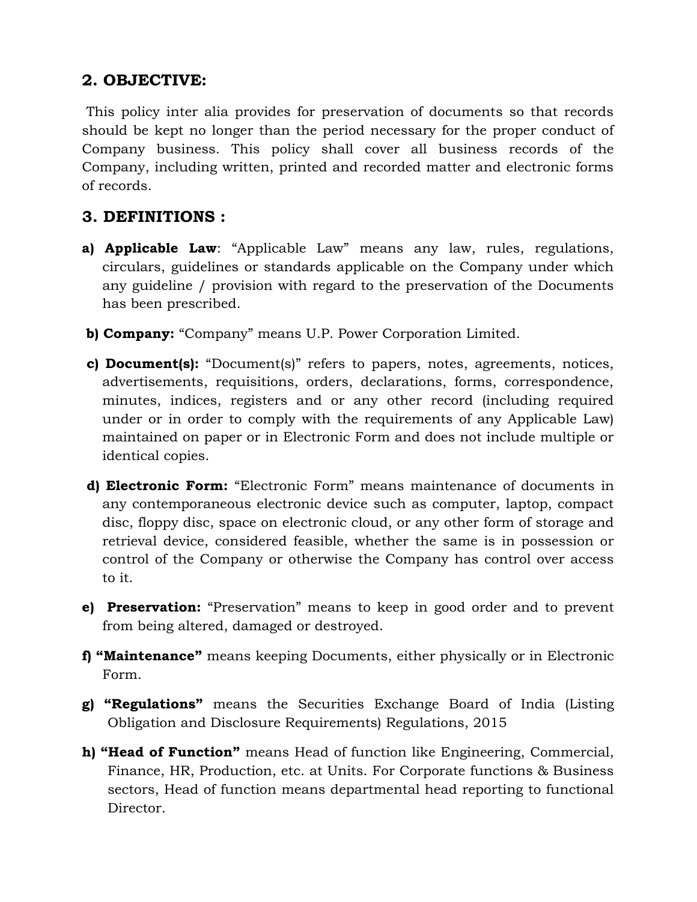## 2. OBJECTIVE:

This policy inter alia provides for preservation of documents so that records should be kept no longer than the period necessary for the proper conduct of Company business. This policy shall cover all business records of the Company, including written, printed and recorded matter and electronic forms of records.

## 3. DEFINITIONS :

a) **Applicable Law**: "Applicable Law" means any law, rules, regulations, circulars, guidelines or standards applicable on the Company under which any guideline / provision with regard to the preservation of the Documents has been prescribed.

b) **Company:** "Company" means U.P. Power Corporation Limited.

c) **Document(s):** "Document(s)" refers to papers, notes, agreements, notices, advertisements, requisitions, orders, declarations, forms, correspondence, minutes, indices, registers and or any other record (including required under or in order to comply with the requirements of any Applicable Law) maintained on paper or in Electronic Form and does not include multiple or identical copies.

d) **Electronic Form:** "Electronic Form" means maintenance of documents in any contemporaneous electronic device such as computer, laptop, compact disc, floppy disc, space on electronic cloud, or any other form of storage and retrieval device, considered feasible, whether the same is in possession or control of the Company or otherwise the Company has control over access to it.

e) **Preservation:** "Preservation" means to keep in good order and to prevent from being altered, damaged or destroyed.

f) **"Maintenance"** means keeping Documents, either physically or in Electronic Form.

g) **"Regulations"** means the Securities Exchange Board of India (Listing Obligation and Disclosure Requirements) Regulations, 2015

h) **"Head of Function"** means Head of function like Engineering, Commercial, Finance, HR, Production, etc. at Units. For Corporate functions & Business sectors, Head of function means departmental head reporting to functional Director.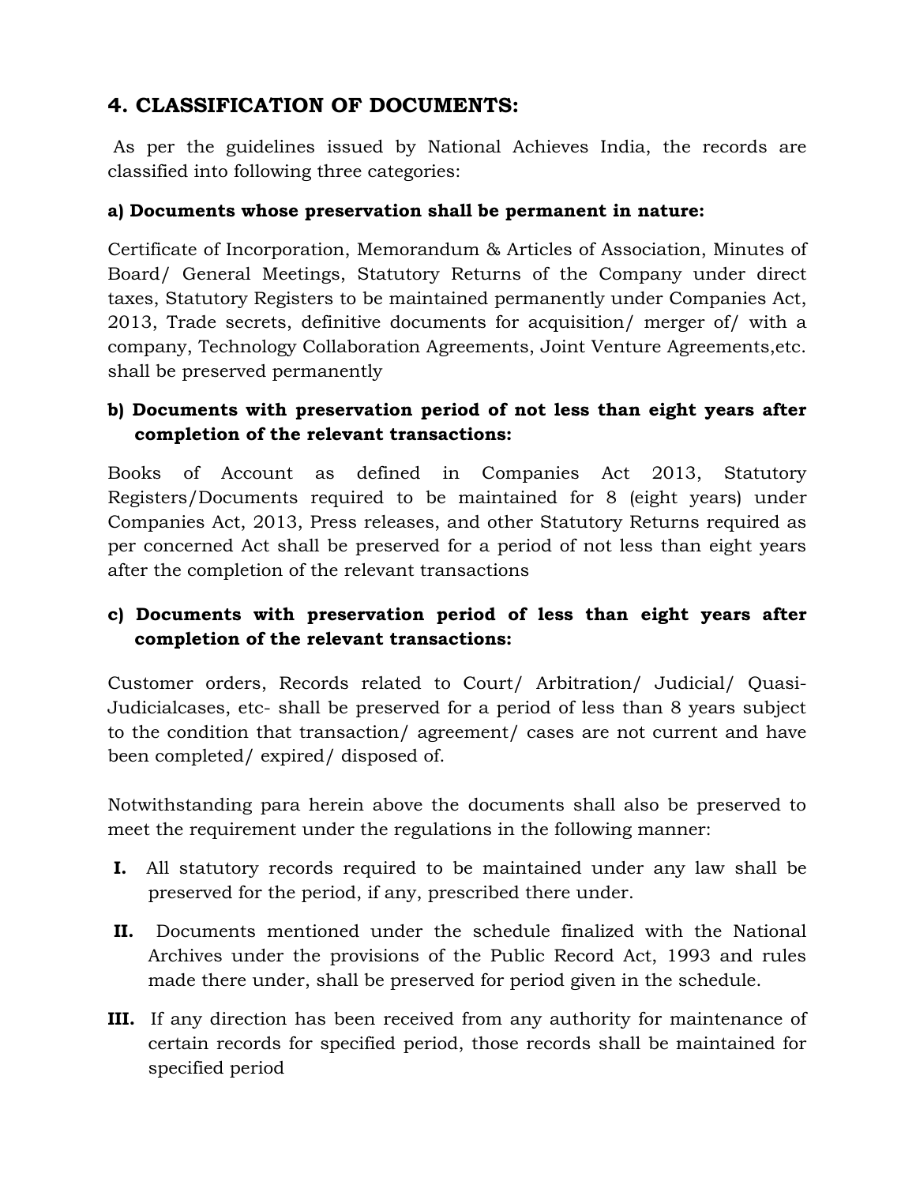## 4. CLASSIFICATION OF DOCUMENTS:

As per the guidelines issued by National Achieves India, the records are classified into following three categories:

**a) Documents whose preservation shall be permanent in nature:**

Certificate of Incorporation, Memorandum & Articles of Association, Minutes of Board/ General Meetings, Statutory Returns of the Company under direct taxes, Statutory Registers to be maintained permanently under Companies Act, 2013, Trade secrets, definitive documents for acquisition/ merger of/ with a company, Technology Collaboration Agreements, Joint Venture Agreements,etc. shall be preserved permanently

**b) Documents with preservation period of not less than eight years after completion of the relevant transactions:**

Books of Account as defined in Companies Act 2013, Statutory Registers/Documents required to be maintained for 8 (eight years) under Companies Act, 2013, Press releases, and other Statutory Returns required as per concerned Act shall be preserved for a period of not less than eight years after the completion of the relevant transactions

**c) Documents with preservation period of less than eight years after completion of the relevant transactions:**

Customer orders, Records related to Court/ Arbitration/ Judicial/ Quasi-Judicialcases, etc- shall be preserved for a period of less than 8 years subject to the condition that transaction/ agreement/ cases are not current and have been completed/ expired/ disposed of.

Notwithstanding para herein above the documents shall also be preserved to meet the requirement under the regulations in the following manner:

**I.** All statutory records required to be maintained under any law shall be preserved for the period, if any, prescribed there under.

**II.** Documents mentioned under the schedule finalized with the National Archives under the provisions of the Public Record Act, 1993 and rules made there under, shall be preserved for period given in the schedule.

**III.** If any direction has been received from any authority for maintenance of certain records for specified period, those records shall be maintained for specified period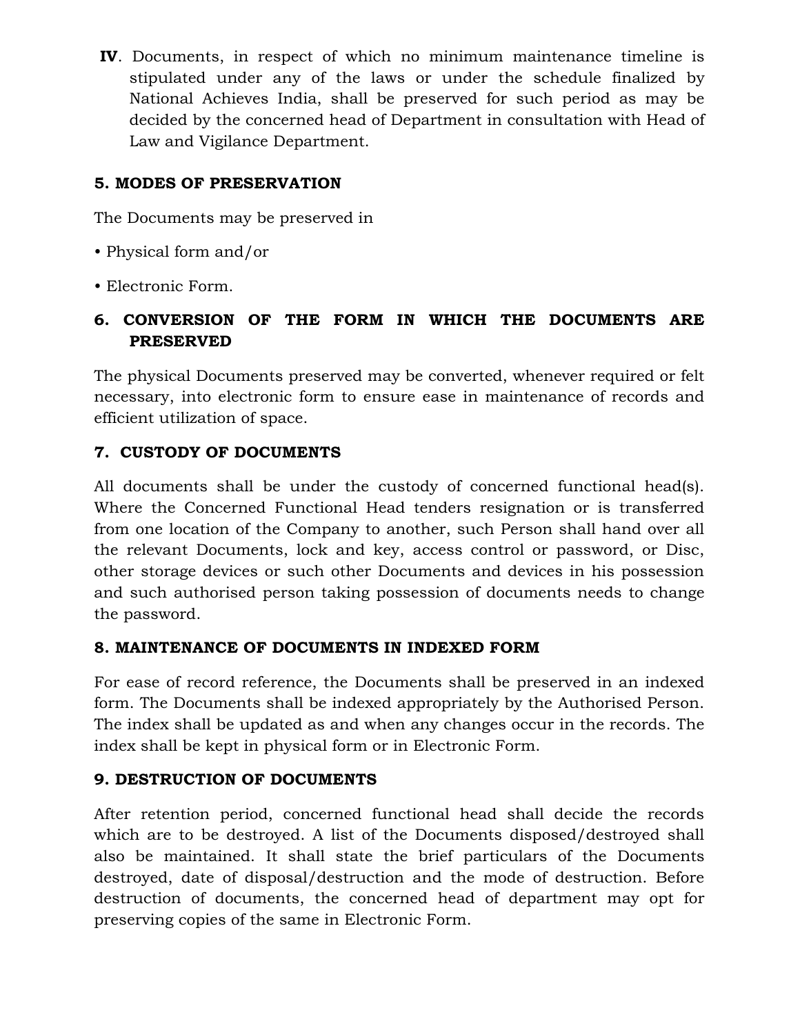**IV**. Documents, in respect of which no minimum maintenance timeline is stipulated under any of the laws or under the schedule finalized by National Achieves India, shall be preserved for such period as may be decided by the concerned head of Department in consultation with Head of Law and Vigilance Department.

## 5. MODES OF PRESERVATION

The Documents may be preserved in

- Physical form and/or
- Electronic Form.

## 6. CONVERSION OF THE FORM IN WHICH THE DOCUMENTS ARE PRESERVED

The physical Documents preserved may be converted, whenever required or felt necessary, into electronic form to ensure ease in maintenance of records and efficient utilization of space.

## 7. CUSTODY OF DOCUMENTS

All documents shall be under the custody of concerned functional head(s). Where the Concerned Functional Head tenders resignation or is transferred from one location of the Company to another, such Person shall hand over all the relevant Documents, lock and key, access control or password, or Disc, other storage devices or such other Documents and devices in his possession and such authorised person taking possession of documents needs to change the password.

## 8. MAINTENANCE OF DOCUMENTS IN INDEXED FORM

For ease of record reference, the Documents shall be preserved in an indexed form. The Documents shall be indexed appropriately by the Authorised Person. The index shall be updated as and when any changes occur in the records. The index shall be kept in physical form or in Electronic Form.

## 9. DESTRUCTION OF DOCUMENTS

After retention period, concerned functional head shall decide the records which are to be destroyed. A list of the Documents disposed/destroyed shall also be maintained. It shall state the brief particulars of the Documents destroyed, date of disposal/destruction and the mode of destruction. Before destruction of documents, the concerned head of department may opt for preserving copies of the same in Electronic Form.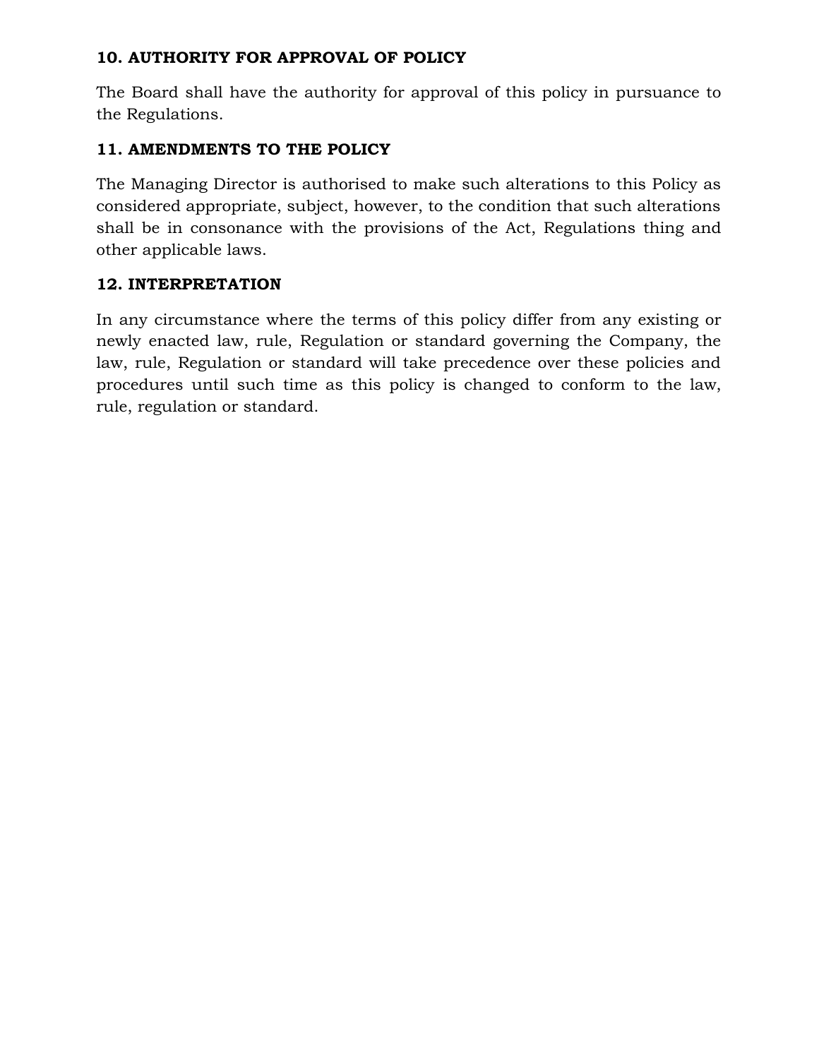## 10. AUTHORITY FOR APPROVAL OF POLICY

The Board shall have the authority for approval of this policy in pursuance to the Regulations.

## 11. AMENDMENTS TO THE POLICY

The Managing Director is authorised to make such alterations to this Policy as considered appropriate, subject, however, to the condition that such alterations shall be in consonance with the provisions of the Act, Regulations thing and other applicable laws.

## 12. INTERPRETATION

In any circumstance where the terms of this policy differ from any existing or newly enacted law, rule, Regulation or standard governing the Company, the law, rule, Regulation or standard will take precedence over these policies and procedures until such time as this policy is changed to conform to the law, rule, regulation or standard.